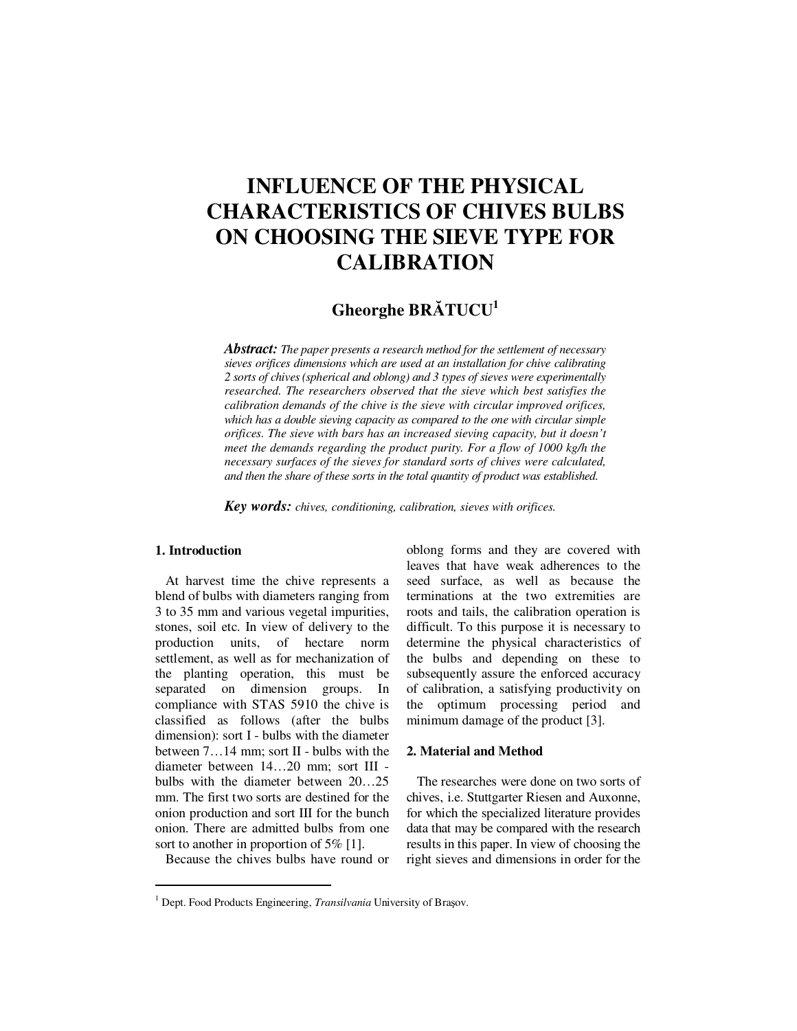# INFLUENCE OF THE PHYSICAL CHARACTERISTICS OF CHIVES BULBS ON CHOOSING THE SIEVE TYPE FOR CALIBRATION

## Gheorghe BRĂTUCU[1]

***Abstract:*** *The paper presents a research method for the settlement of necessary sieves orifices dimensions which are used at an installation for chive calibrating 2 sorts of chives (spherical and oblong) and 3 types of sieves were experimentally researched. The researchers observed that the sieve which best satisfies the calibration demands of the chive is the sieve with circular improved orifices, which has a double sieving capacity as compared to the one with circular simple orifices. The sieve with bars has an increased sieving capacity, but it doesn't meet the demands regarding the product purity. For a flow of 1000 kg/h the necessary surfaces of the sieves for standard sorts of chives were calculated, and then the share of these sorts in the total quantity of product was established.*

***Key words:*** *chives, conditioning, calibration, sieves with orifices.*

### 1. Introduction

At harvest time the chive represents a blend of bulbs with diameters ranging from 3 to 35 mm and various vegetal impurities, stones, soil etc. In view of delivery to the production units, of hectare norm settlement, as well as for mechanization of the planting operation, this must be separated on dimension groups. In compliance with STAS 5910 the chive is classified as follows (after the bulbs dimension): sort I - bulbs with the diameter between 7…14 mm; sort II - bulbs with the diameter between 14…20 mm; sort III - bulbs with the diameter between 20…25 mm. The first two sorts are destined for the onion production and sort III for the bunch onion. There are admitted bulbs from one sort to another in proportion of 5% [1].

Because the chives bulbs have round or oblong forms and they are covered with leaves that have weak adherences to the seed surface, as well as because the terminations at the two extremities are roots and tails, the calibration operation is difficult. To this purpose it is necessary to determine the physical characteristics of the bulbs and depending on these to subsequently assure the enforced accuracy of calibration, a satisfying productivity on the optimum processing period and minimum damage of the product [3].

### 2. Material and Method

The researches were done on two sorts of chives, i.e. Stuttgarter Riesen and Auxonne, for which the specialized literature provides data that may be compared with the research results in this paper. In view of choosing the right sieves and dimensions in order for the

[1] Dept. Food Products Engineering, *Transilvania* University of Braşov.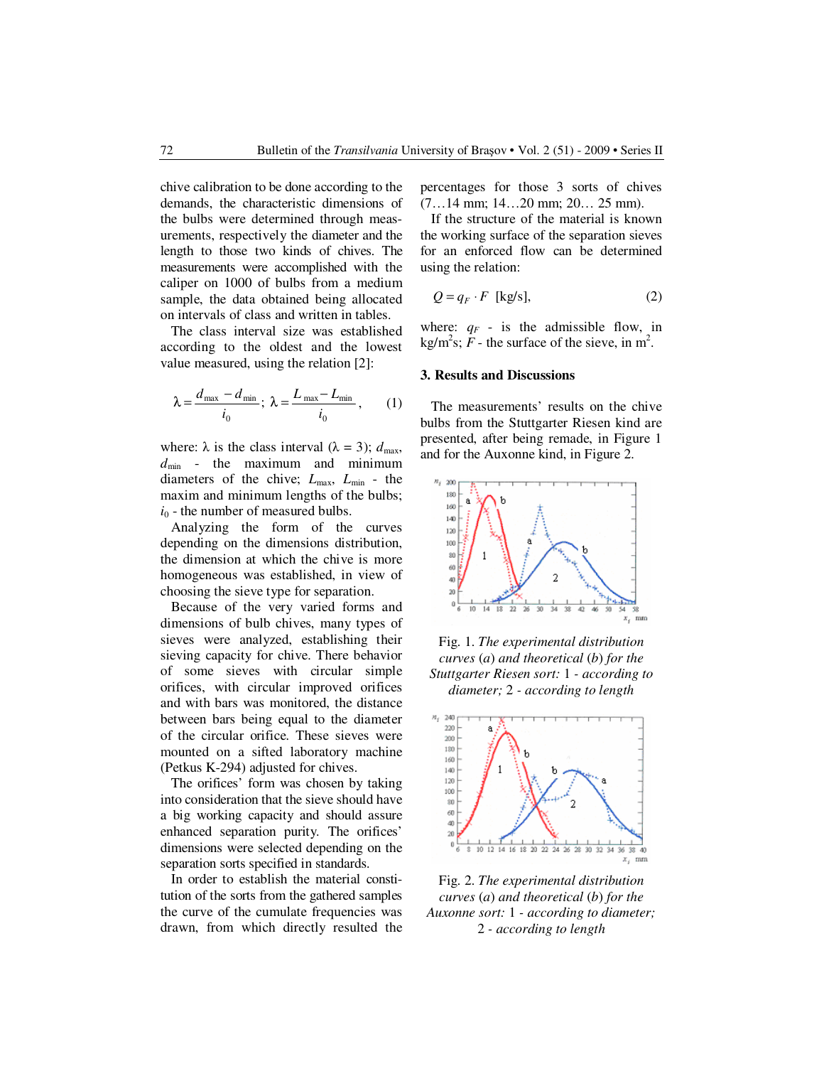chive calibration to be done according to the demands, the characteristic dimensions of the bulbs were determined through measurements, respectively the diameter and the length to those two kinds of chives. The measurements were accomplished with the caliper on 1000 of bulbs from a medium sample, the data obtained being allocated on intervals of class and written in tables.

The class interval size was established according to the oldest and the lowest value measured, using the relation [2]:

$$\lambda = \frac{d_{\max} - d_{\min}}{i_0};\ \lambda = \frac{L_{\max} - L_{\min}}{i_0}, \qquad (1)$$

where: $\lambda$ is the class interval ($\lambda = 3$); $d_{\max}$, $d_{\min}$ - the maximum and minimum diameters of the chive; $L_{\max}$, $L_{\min}$ - the maxim and minimum lengths of the bulbs; $i_0$ - the number of measured bulbs.

Analyzing the form of the curves depending on the dimensions distribution, the dimension at which the chive is more homogeneous was established, in view of choosing the sieve type for separation.

Because of the very varied forms and dimensions of bulb chives, many types of sieves were analyzed, establishing their sieving capacity for chive. There behavior of some sieves with circular simple orifices, with circular improved orifices and with bars was monitored, the distance between bars being equal to the diameter of the circular orifice. These sieves were mounted on a sifted laboratory machine (Petkus K-294) adjusted for chives.

The orifices' form was chosen by taking into consideration that the sieve should have a big working capacity and should assure enhanced separation purity. The orifices' dimensions were selected depending on the separation sorts specified in standards.

In order to establish the material constitution of the sorts from the gathered samples the curve of the cumulate frequencies was drawn, from which directly resulted the percentages for those 3 sorts of chives (7…14 mm; 14…20 mm; 20… 25 mm).

If the structure of the material is known the working surface of the separation sieves for an enforced flow can be determined using the relation:

$$Q = q_F \cdot F \ \ [\text{kg/s}], \qquad (2)$$

where: $q_F$ - is the admissible flow, in $\text{kg/m}^2\text{s}$; $F$ - the surface of the sieve, in $\text{m}^2$.

## 3. Results and Discussions

The measurements' results on the chive bulbs from the Stuttgarter Riesen kind are presented, after being remade, in Figure 1 and for the Auxonne kind, in Figure 2.

Fig. 1. *The experimental distribution curves (a) and theoretical (b) for the Stuttgarter Riesen sort:* 1 *- according to diameter;* 2 *- according to length*

Fig. 2. *The experimental distribution curves (a) and theoretical (b) for the Auxonne sort:* 1 *- according to diameter;* 2 *- according to length*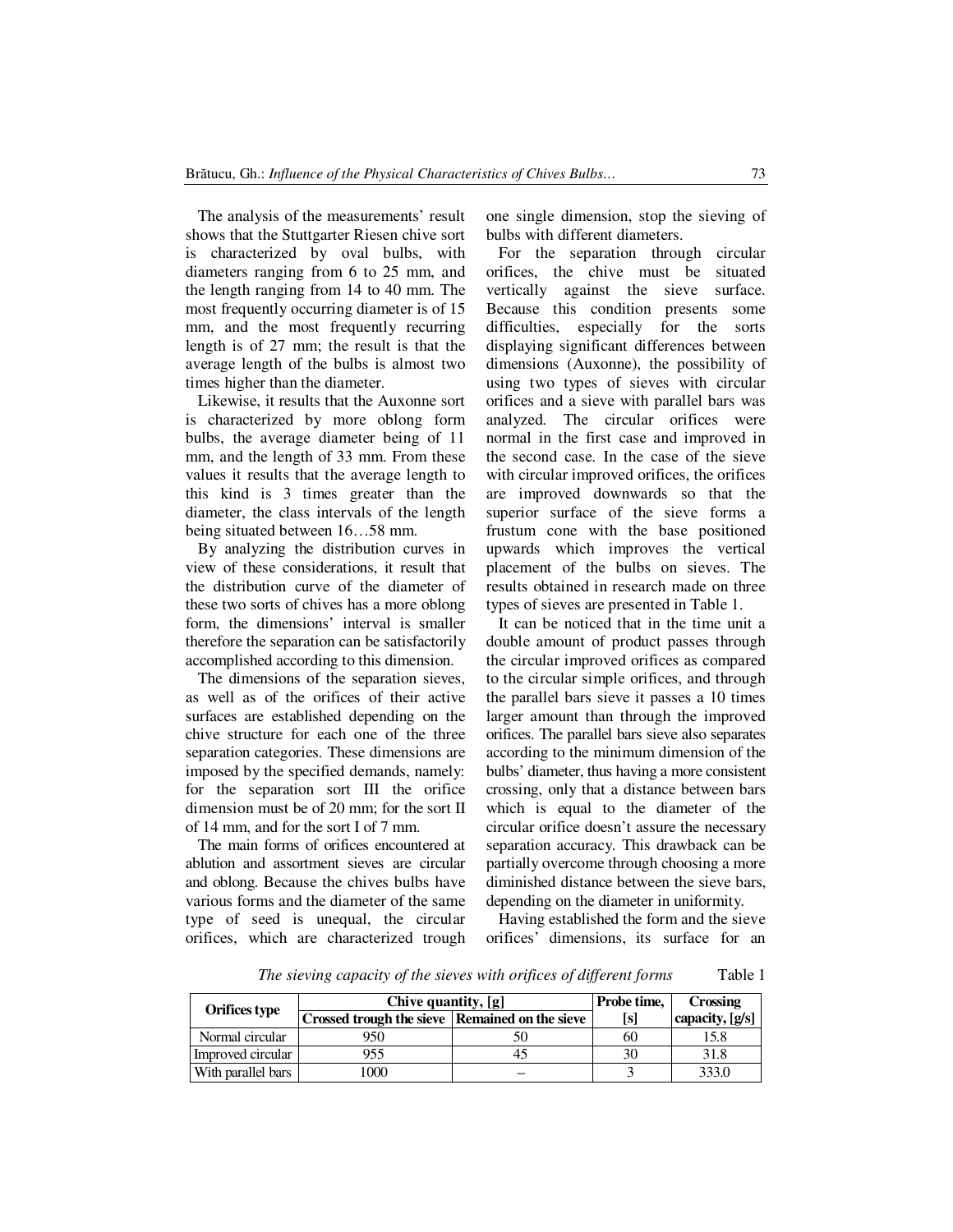The analysis of the measurements' result shows that the Stuttgarter Riesen chive sort is characterized by oval bulbs, with diameters ranging from 6 to 25 mm, and the length ranging from 14 to 40 mm. The most frequently occurring diameter is of 15 mm, and the most frequently recurring length is of 27 mm; the result is that the average length of the bulbs is almost two times higher than the diameter.

Likewise, it results that the Auxonne sort is characterized by more oblong form bulbs, the average diameter being of 11 mm, and the length of 33 mm. From these values it results that the average length to this kind is 3 times greater than the diameter, the class intervals of the length being situated between 16…58 mm.

By analyzing the distribution curves in view of these considerations, it result that the distribution curve of the diameter of these two sorts of chives has a more oblong form, the dimensions' interval is smaller therefore the separation can be satisfactorily accomplished according to this dimension.

The dimensions of the separation sieves, as well as of the orifices of their active surfaces are established depending on the chive structure for each one of the three separation categories. These dimensions are imposed by the specified demands, namely: for the separation sort III the orifice dimension must be of 20 mm; for the sort II of 14 mm, and for the sort I of 7 mm.

The main forms of orifices encountered at ablution and assortment sieves are circular and oblong. Because the chives bulbs have various forms and the diameter of the same type of seed is unequal, the circular orifices, which are characterized trough one single dimension, stop the sieving of bulbs with different diameters.

For the separation through circular orifices, the chive must be situated vertically against the sieve surface. Because this condition presents some difficulties, especially for the sorts displaying significant differences between dimensions (Auxonne), the possibility of using two types of sieves with circular orifices and a sieve with parallel bars was analyzed. The circular orifices were normal in the first case and improved in the second case. In the case of the sieve with circular improved orifices, the orifices are improved downwards so that the superior surface of the sieve forms a frustum cone with the base positioned upwards which improves the vertical placement of the bulbs on sieves. The results obtained in research made on three types of sieves are presented in Table 1.

It can be noticed that in the time unit a double amount of product passes through the circular improved orifices as compared to the circular simple orifices, and through the parallel bars sieve it passes a 10 times larger amount than through the improved orifices. The parallel bars sieve also separates according to the minimum dimension of the bulbs' diameter, thus having a more consistent crossing, only that a distance between bars which is equal to the diameter of the circular orifice doesn't assure the necessary separation accuracy. This drawback can be partially overcome through choosing a more diminished distance between the sieve bars, depending on the diameter in uniformity.

Having established the form and the sieve orifices' dimensions, its surface for an

*The sieving capacity of the sieves with orifices of different forms* Table 1

| Orifices type | Chive quantity, [g] | | Probe time, [s] | Crossing capacity, [g/s] |
|---|---|---|---|---|
| | Crossed trough the sieve | Remained on the sieve | | |
| Normal circular | 950 | 50 | 60 | 15.8 |
| Improved circular | 955 | 45 | 30 | 31.8 |
| With parallel bars | 1000 | – | 3 | 333.0 |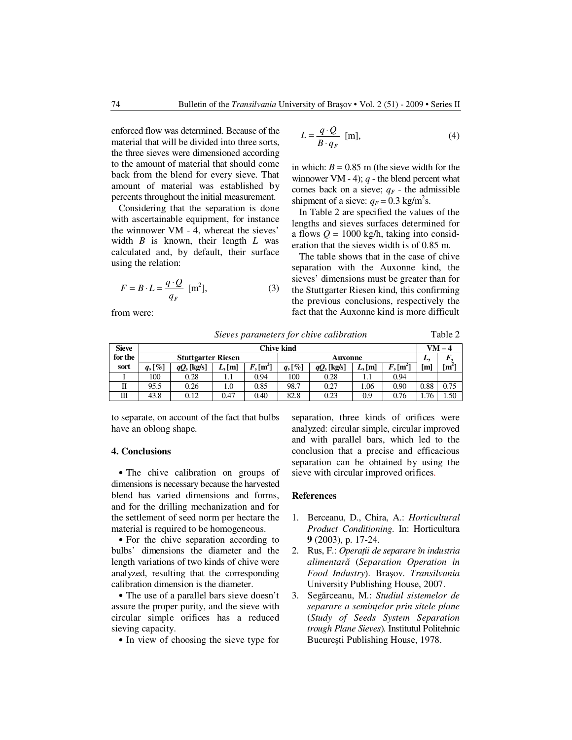enforced flow was determined. Because of the material that will be divided into three sorts, the three sieves were dimensioned according to the amount of material that should come back from the blend for every sieve. That amount of material was established by percents throughout the initial measurement.

Considering that the separation is done with ascertainable equipment, for instance the winnower VM - 4, whereat the sieves' width $B$ is known, their length $L$ was calculated and, by default, their surface using the relation:

$$F = B \cdot L = \frac{q \cdot Q}{q_F} \text{ [m}^2\text{]}, \tag{3}$$

from were:

$$L = \frac{q \cdot Q}{B \cdot q_F} \text{ [m]}, \tag{4}$$

in which: $B = 0.85$ m (the sieve width for the winnower VM - 4); $q$ - the blend percent what comes back on a sieve; $q_F$ - the admissible shipment of a sieve: $q_F = 0.3$ kg/m$^2$s.

In Table 2 are specified the values of the lengths and sieves surfaces determined for a flows $Q = 1000$ kg/h, taking into consideration that the sieves width is of 0.85 m.

The table shows that in the case of chive separation with the Auxonne kind, the sieves' dimensions must be greater than for the Stuttgarter Riesen kind, this confirming the previous conclusions, respectively the fact that the Auxonne kind is more difficult to separate, on account of the fact that bulbs have an oblong shape.

*Sieves parameters for chive calibration* Table 2

| Sieve for the sort | Chive kind | | | | | | | | VM – 4 | |
|---|---|---|---|---|---|---|---|---|---|---|
| | Stuttgarter Riesen | | | | Auxonne | | | | $L$, [m] | $F$, [m$^2$] |
| | $q$, [%] | $qQ$, [kg/s] | $L$, [m] | $F$, [m$^2$] | $q$, [%] | $qQ$, [kg/s] | $L$, [m] | $F$, [m$^2$] | | |
| I | 100 | 0.28 | 1.1 | 0.94 | 100 | 0.28 | 1.1 | 0.94 | | |
| II | 95.5 | 0.26 | 1.0 | 0.85 | 98.7 | 0.27 | 1.06 | 0.90 | 0.88 | 0.75 |
| III | 43.8 | 0.12 | 0.47 | 0.40 | 82.8 | 0.23 | 0.9 | 0.76 | 1.76 | 1.50 |

## 4. Conclusions

- The chive calibration on groups of dimensions is necessary because the harvested blend has varied dimensions and forms, and for the drilling mechanization and for the settlement of seed norm per hectare the material is required to be homogeneous.
- For the chive separation according to bulbs' dimensions the diameter and the length variations of two kinds of chive were analyzed, resulting that the corresponding calibration dimension is the diameter.
- The use of a parallel bars sieve doesn't assure the proper purity, and the sieve with circular simple orifices has a reduced sieving capacity.
- In view of choosing the sieve type for separation, three kinds of orifices were analyzed: circular simple, circular improved and with parallel bars, which led to the conclusion that a precise and efficacious separation can be obtained by using the sieve with circular improved orifices.

## References

1. Berceanu, D., Chira, A.: *Horticultural Product Conditioning.* In: Horticultura **9** (2003), p. 17-24.
2. Rus, F.: *Operații de separare în industria alimentară* (*Separation Operation in Food Industry*). Brașov. *Transilvania* University Publishing House, 2007.
3. Segărceanu, M.: *Studiul sistemelor de separare a semințelor prin sitele plane* (*Study of Seeds System Separation trough Plane Sieves*). Institutul Politehnic București Publishing House, 1978.